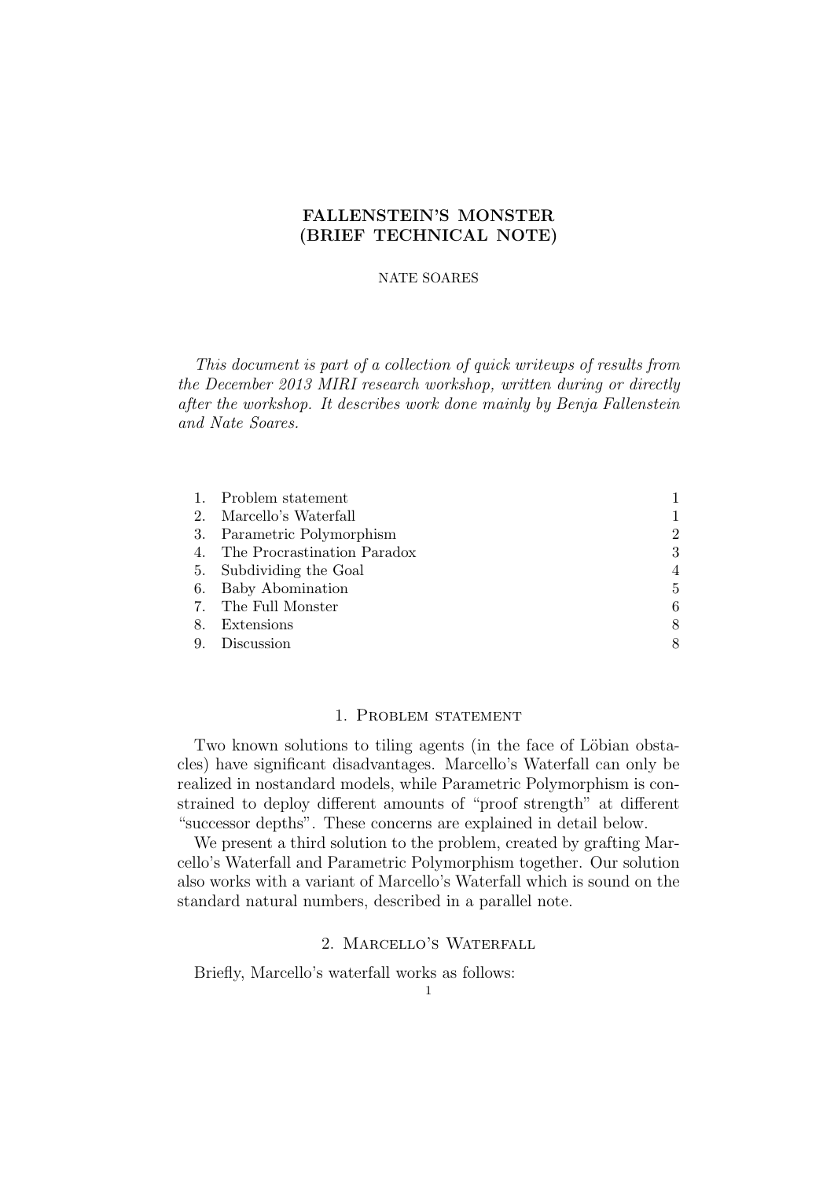# FALLENSTEIN'S MONSTER (BRIEF TECHNICAL NOTE)

NATE SOARES

*This document is part of a collection of quick writeups of results from the December 2013 MIRI research workshop, written during or directly after the workshop. It describes work done mainly by Benja Fallenstein and Nate Soares.*

| | | |
|---|---|---|
| 1. | Problem statement | 1 |
| 2. | Marcello's Waterfall | 1 |
| 3. | Parametric Polymorphism | 2 |
| 4. | The Procrastination Paradox | 3 |
| 5. | Subdividing the Goal | 4 |
| 6. | Baby Abomination | 5 |
| 7. | The Full Monster | 6 |
| 8. | Extensions | 8 |
| 9. | Discussion | 8 |

## 1. Problem statement

Two known solutions to tiling agents (in the face of Löbian obstacles) have significant disadvantages. Marcello's Waterfall can only be realized in nostandard models, while Parametric Polymorphism is constrained to deploy different amounts of "proof strength" at different "successor depths". These concerns are explained in detail below.

We present a third solution to the problem, created by grafting Marcello's Waterfall and Parametric Polymorphism together. Our solution also works with a variant of Marcello's Waterfall which is sound on the standard natural numbers, described in a parallel note.

## 2. Marcello's Waterfall

Briefly, Marcello's waterfall works as follows: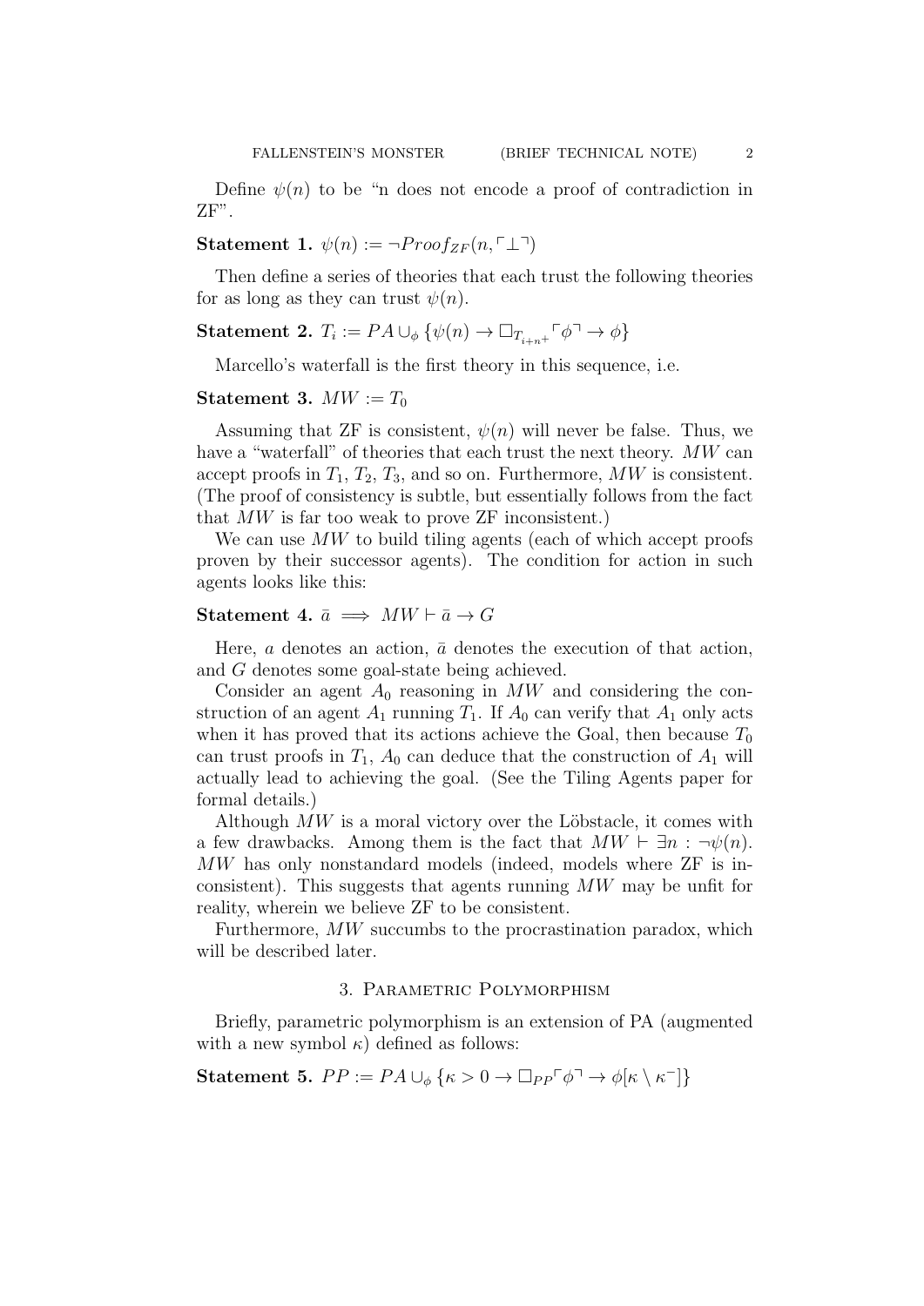Define $\psi(n)$ to be "n does not encode a proof of contradiction in ZF".

**Statement 1.** $\psi(n) := \neg Proof_{ZF}(n, \ulcorner \bot \urcorner)$

Then define a series of theories that each trust the following theories for as long as they can trust $\psi(n)$.

**Statement 2.** $T_i := PA \cup_\phi \{\psi(n) \to \Box_{T_{i+n^+}} \ulcorner \phi \urcorner \to \phi\}$

Marcello's waterfall is the first theory in this sequence, i.e.

**Statement 3.** $MW := T_0$

Assuming that ZF is consistent, $\psi(n)$ will never be false. Thus, we have a "waterfall" of theories that each trust the next theory. $MW$ can accept proofs in $T_1$, $T_2$, $T_3$, and so on. Furthermore, $MW$ is consistent. (The proof of consistency is subtle, but essentially follows from the fact that $MW$ is far too weak to prove ZF inconsistent.)

We can use $MW$ to build tiling agents (each of which accept proofs proven by their successor agents). The condition for action in such agents looks like this:

**Statement 4.** $\bar{a} \implies MW \vdash \bar{a} \to G$

Here, $a$ denotes an action, $\bar{a}$ denotes the execution of that action, and $G$ denotes some goal-state being achieved.

Consider an agent $A_0$ reasoning in $MW$ and considering the construction of an agent $A_1$ running $T_1$. If $A_0$ can verify that $A_1$ only acts when it has proved that its actions achieve the Goal, then because $T_0$ can trust proofs in $T_1$, $A_0$ can deduce that the construction of $A_1$ will actually lead to achieving the goal. (See the Tiling Agents paper for formal details.)

Although $MW$ is a moral victory over the Löbstacle, it comes with a few drawbacks. Among them is the fact that $MW \vdash \exists n : \neg\psi(n)$. $MW$ has only nonstandard models (indeed, models where ZF is inconsistent). This suggests that agents running $MW$ may be unfit for reality, wherein we believe ZF to be consistent.

Furthermore, $MW$ succumbs to the procrastination paradox, which will be described later.

## 3. Parametric Polymorphism

Briefly, parametric polymorphism is an extension of PA (augmented with a new symbol $\kappa$) defined as follows:

**Statement 5.** $PP := PA \cup_\phi \{\kappa > 0 \to \Box_{PP} \ulcorner \phi \urcorner \to \phi[\kappa \setminus \kappa^-]\}$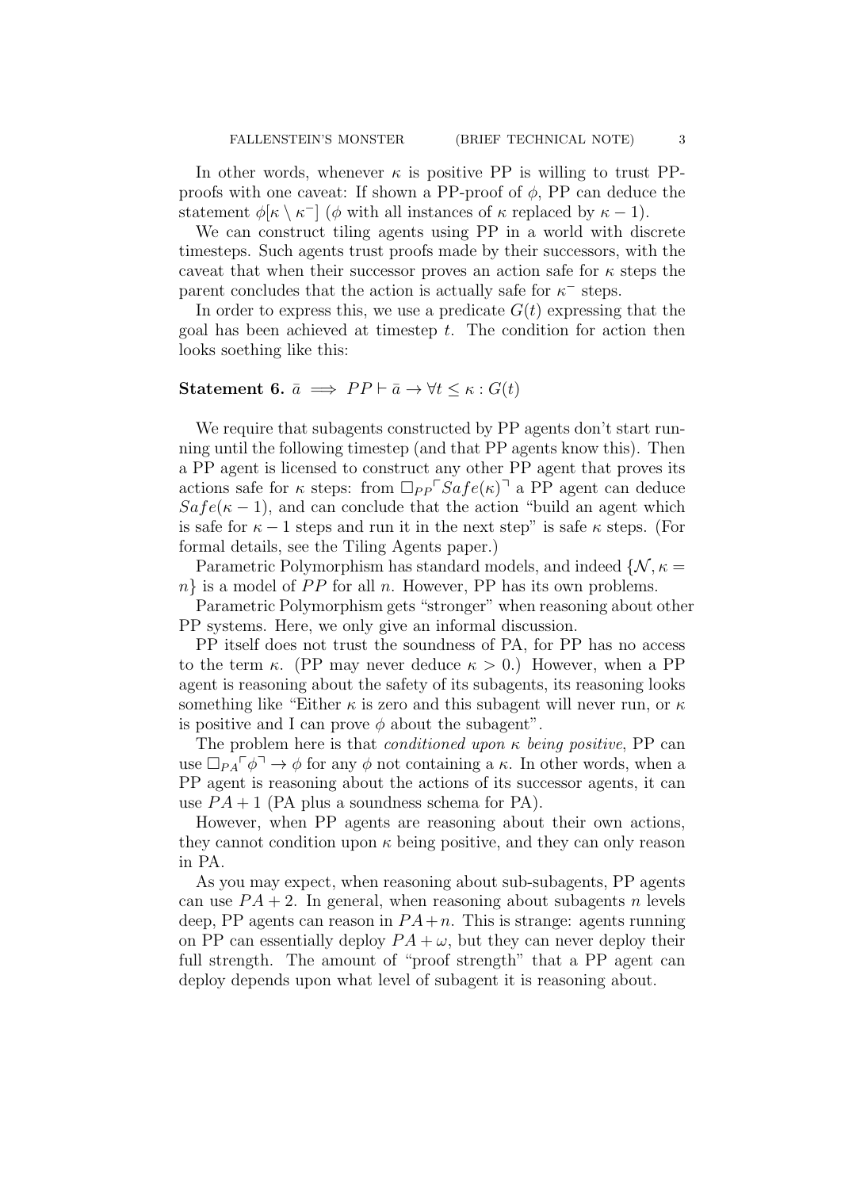In other words, whenever $\kappa$ is positive PP is willing to trust PP-proofs with one caveat: If shown a PP-proof of $\phi$, PP can deduce the statement $\phi[\kappa \setminus \kappa^-]$ ($\phi$ with all instances of $\kappa$ replaced by $\kappa - 1$).

We can construct tiling agents using PP in a world with discrete timesteps. Such agents trust proofs made by their successors, with the caveat that when their successor proves an action safe for $\kappa$ steps the parent concludes that the action is actually safe for $\kappa^-$ steps.

In order to express this, we use a predicate $G(t)$ expressing that the goal has been achieved at timestep $t$. The condition for action then looks soething like this:

**Statement 6.** $\bar{a} \implies PP \vdash \bar{a} \to \forall t \leq \kappa : G(t)$

We require that subagents constructed by PP agents don't start running until the following timestep (and that PP agents know this). Then a PP agent is licensed to construct any other PP agent that proves its actions safe for $\kappa$ steps: from $\Box_{PP}\ulcorner Safe(\kappa) \urcorner$ a PP agent can deduce $Safe(\kappa - 1)$, and can conclude that the action "build an agent which is safe for $\kappa - 1$ steps and run it in the next step" is safe $\kappa$ steps. (For formal details, see the Tiling Agents paper.)

Parametric Polymorphism has standard models, and indeed $\{\mathcal{N}, \kappa = n\}$ is a model of $PP$ for all $n$. However, PP has its own problems.

Parametric Polymorphism gets "stronger" when reasoning about other PP systems. Here, we only give an informal discussion.

PP itself does not trust the soundness of PA, for PP has no access to the term $\kappa$. (PP may never deduce $\kappa > 0$.) However, when a PP agent is reasoning about the safety of its subagents, its reasoning looks something like "Either $\kappa$ is zero and this subagent will never run, or $\kappa$ is positive and I can prove $\phi$ about the subagent".

The problem here is that *conditioned upon $\kappa$ being positive*, PP can use $\Box_{PA}\ulcorner \phi \urcorner \to \phi$ for any $\phi$ not containing a $\kappa$. In other words, when a PP agent is reasoning about the actions of its successor agents, it can use $PA + 1$ (PA plus a soundness schema for PA).

However, when PP agents are reasoning about their own actions, they cannot condition upon $\kappa$ being positive, and they can only reason in PA.

As you may expect, when reasoning about sub-subagents, PP agents can use $PA + 2$. In general, when reasoning about subagents $n$ levels deep, PP agents can reason in $PA + n$. This is strange: agents running on PP can essentially deploy $PA + \omega$, but they can never deploy their full strength. The amount of "proof strength" that a PP agent can deploy depends upon what level of subagent it is reasoning about.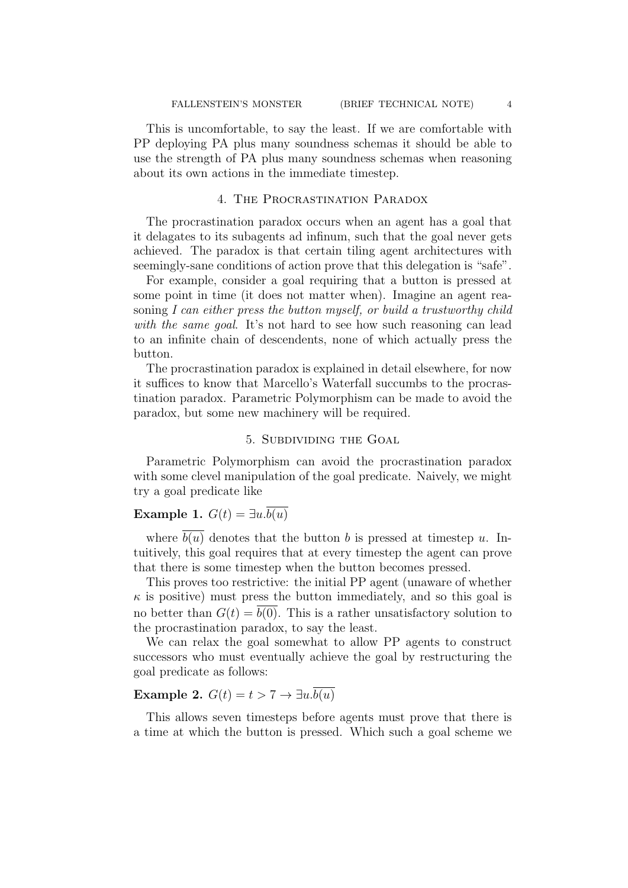This is uncomfortable, to say the least. If we are comfortable with PP deploying PA plus many soundness schemas it should be able to use the strength of PA plus many soundness schemas when reasoning about its own actions in the immediate timestep.

## 4. The Procrastination Paradox

The procrastination paradox occurs when an agent has a goal that it delagates to its subagents ad infinum, such that the goal never gets achieved. The paradox is that certain tiling agent architectures with seemingly-sane conditions of action prove that this delegation is "safe".

For example, consider a goal requiring that a button is pressed at some point in time (it does not matter when). Imagine an agent reasoning *I can either press the button myself, or build a trustworthy child with the same goal*. It's not hard to see how such reasoning can lead to an infinite chain of descendents, none of which actually press the button.

The procrastination paradox is explained in detail elsewhere, for now it suffices to know that Marcello's Waterfall succumbs to the procrastination paradox. Parametric Polymorphism can be made to avoid the paradox, but some new machinery will be required.

## 5. Subdividing the Goal

Parametric Polymorphism can avoid the procrastination paradox with some clevel manipulation of the goal predicate. Naively, we might try a goal predicate like

**Example 1.** $G(t) = \exists u.\overline{b(u)}$

where $\overline{b(u)}$ denotes that the button $b$ is pressed at timestep $u$. Intuitively, this goal requires that at every timestep the agent can prove that there is some timestep when the button becomes pressed.

This proves too restrictive: the initial PP agent (unaware of whether $\kappa$ is positive) must press the button immediately, and so this goal is no better than $G(t) = \overline{b(0)}$. This is a rather unsatisfactory solution to the procrastination paradox, to say the least.

We can relax the goal somewhat to allow PP agents to construct successors who must eventually achieve the goal by restructuring the goal predicate as follows:

**Example 2.** $G(t) = t > 7 \rightarrow \exists u.\overline{b(u)}$

This allows seven timesteps before agents must prove that there is a time at which the button is pressed. Which such a goal scheme we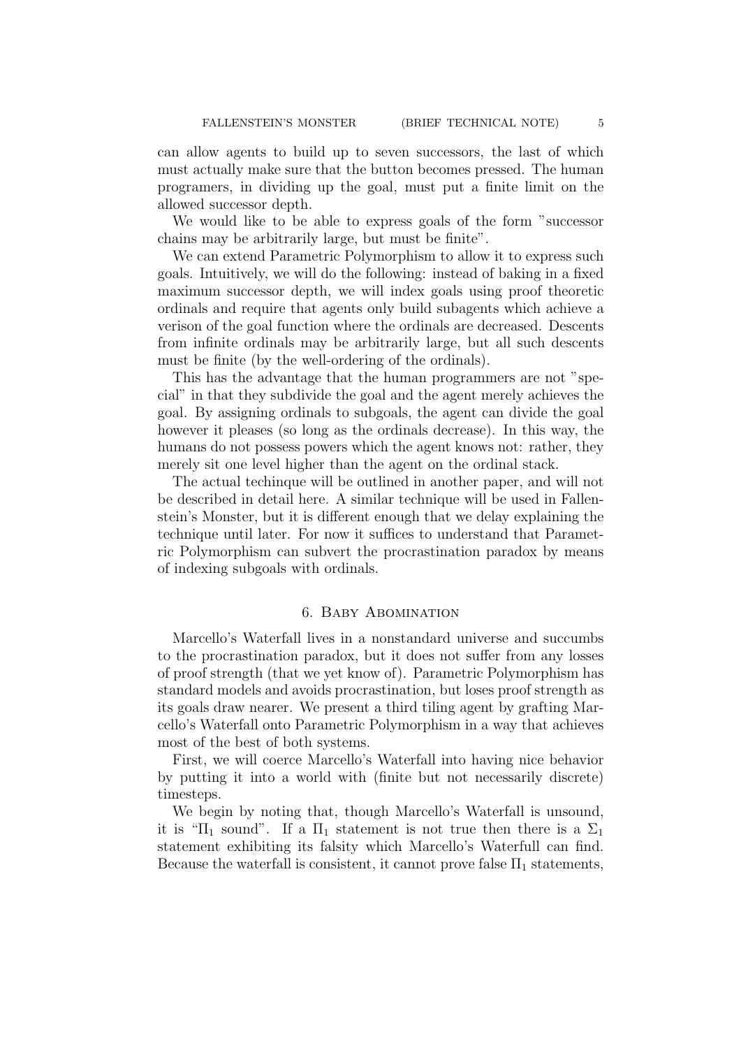can allow agents to build up to seven successors, the last of which must actually make sure that the button becomes pressed. The human programers, in dividing up the goal, must put a finite limit on the allowed successor depth.

We would like to be able to express goals of the form "successor chains may be arbitrarily large, but must be finite".

We can extend Parametric Polymorphism to allow it to express such goals. Intuitively, we will do the following: instead of baking in a fixed maximum successor depth, we will index goals using proof theoretic ordinals and require that agents only build subagents which achieve a verison of the goal function where the ordinals are decreased. Descents from infinite ordinals may be arbitrarily large, but all such descents must be finite (by the well-ordering of the ordinals).

This has the advantage that the human programmers are not "special" in that they subdivide the goal and the agent merely achieves the goal. By assigning ordinals to subgoals, the agent can divide the goal however it pleases (so long as the ordinals decrease). In this way, the humans do not possess powers which the agent knows not: rather, they merely sit one level higher than the agent on the ordinal stack.

The actual techinque will be outlined in another paper, and will not be described in detail here. A similar technique will be used in Fallenstein's Monster, but it is different enough that we delay explaining the technique until later. For now it suffices to understand that Parametric Polymorphism can subvert the procrastination paradox by means of indexing subgoals with ordinals.

## 6. Baby Abomination

Marcello's Waterfall lives in a nonstandard universe and succumbs to the procrastination paradox, but it does not suffer from any losses of proof strength (that we yet know of). Parametric Polymorphism has standard models and avoids procrastination, but loses proof strength as its goals draw nearer. We present a third tiling agent by grafting Marcello's Waterfall onto Parametric Polymorphism in a way that achieves most of the best of both systems.

First, we will coerce Marcello's Waterfall into having nice behavior by putting it into a world with (finite but not necessarily discrete) timesteps.

We begin by noting that, though Marcello's Waterfall is unsound, it is "$\Pi_1$ sound". If a $\Pi_1$ statement is not true then there is a $\Sigma_1$ statement exhibiting its falsity which Marcello's Waterfull can find. Because the waterfall is consistent, it cannot prove false $\Pi_1$ statements,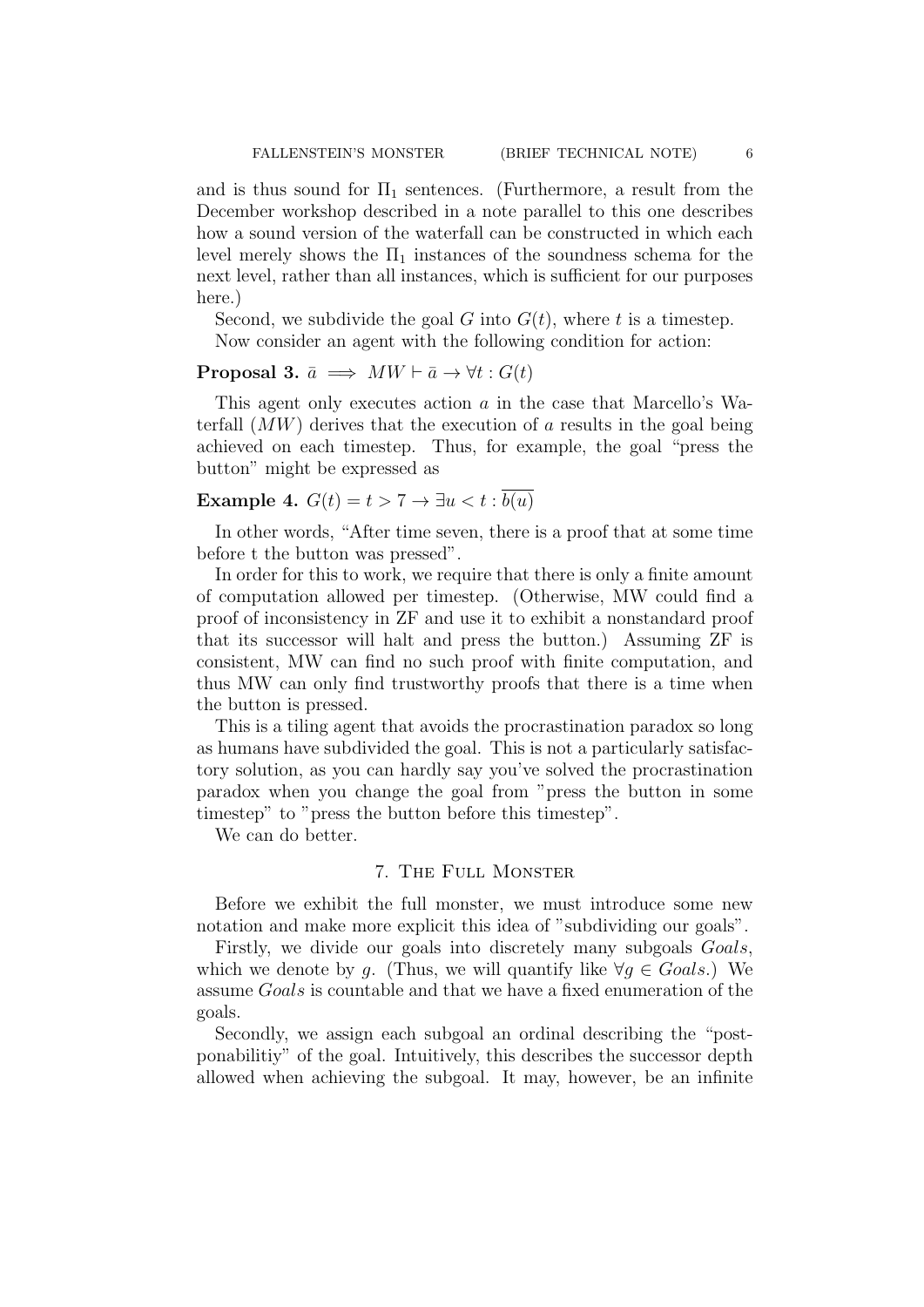and is thus sound for $\Pi_1$ sentences. (Furthermore, a result from the December workshop described in a note parallel to this one describes how a sound version of the waterfall can be constructed in which each level merely shows the $\Pi_1$ instances of the soundness schema for the next level, rather than all instances, which is sufficient for our purposes here.)

Second, we subdivide the goal $G$ into $G(t)$, where $t$ is a timestep.

Now consider an agent with the following condition for action:

**Proposal 3.** $\bar{a} \implies MW \vdash \bar{a} \to \forall t : G(t)$

This agent only executes action $a$ in the case that Marcello's Waterfall ($MW$) derives that the execution of $a$ results in the goal being achieved on each timestep. Thus, for example, the goal "press the button" might be expressed as

**Example 4.** $G(t) = t > 7 \to \exists u < t : \overline{b(u)}$

In other words, "After time seven, there is a proof that at some time before t the button was pressed".

In order for this to work, we require that there is only a finite amount of computation allowed per timestep. (Otherwise, MW could find a proof of inconsistency in ZF and use it to exhibit a nonstandard proof that its successor will halt and press the button.) Assuming ZF is consistent, MW can find no such proof with finite computation, and thus MW can only find trustworthy proofs that there is a time when the button is pressed.

This is a tiling agent that avoids the procrastination paradox so long as humans have subdivided the goal. This is not a particularly satisfactory solution, as you can hardly say you've solved the procrastination paradox when you change the goal from "press the button in some timestep" to "press the button before this timestep".

We can do better.

## 7. The Full Monster

Before we exhibit the full monster, we must introduce some new notation and make more explicit this idea of "subdividing our goals".

Firstly, we divide our goals into discretely many subgoals *Goals*, which we denote by $g$. (Thus, we will quantify like $\forall g \in Goals$.) We assume *Goals* is countable and that we have a fixed enumeration of the goals.

Secondly, we assign each subgoal an ordinal describing the "postponabilitiy" of the goal. Intuitively, this describes the successor depth allowed when achieving the subgoal. It may, however, be an infinite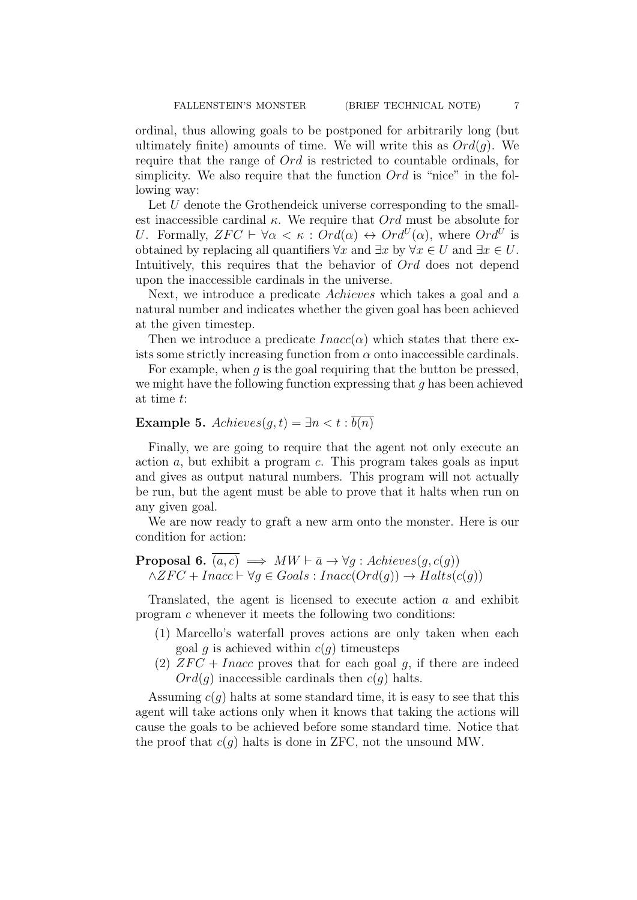ordinal, thus allowing goals to be postponed for arbitrarily long (but ultimately finite) amounts of time. We will write this as $Ord(g)$. We require that the range of $Ord$ is restricted to countable ordinals, for simplicity. We also require that the function $Ord$ is "nice" in the following way:

Let $U$ denote the Grothendeick universe corresponding to the smallest inaccessible cardinal $\kappa$. We require that $Ord$ must be absolute for $U$. Formally, $ZFC \vdash \forall \alpha < \kappa : Ord(\alpha) \leftrightarrow Ord^U(\alpha)$, where $Ord^U$ is obtained by replacing all quantifiers $\forall x$ and $\exists x$ by $\forall x \in U$ and $\exists x \in U$. Intuitively, this requires that the behavior of $Ord$ does not depend upon the inaccessible cardinals in the universe.

Next, we introduce a predicate *Achieves* which takes a goal and a natural number and indicates whether the given goal has been achieved at the given timestep.

Then we introduce a predicate $Inacc(\alpha)$ which states that there exists some strictly increasing function from $\alpha$ onto inaccessible cardinals.

For example, when $g$ is the goal requiring that the button be pressed, we might have the following function expressing that $g$ has been achieved at time $t$:

**Example 5.** $Achieves(g, t) = \exists n < t : \overline{b(n)}$

Finally, we are going to require that the agent not only execute an action $a$, but exhibit a program $c$. This program takes goals as input and gives as output natural numbers. This program will not actually be run, but the agent must be able to prove that it halts when run on any given goal.

We are now ready to graft a new arm onto the monster. Here is our condition for action:

**Proposal 6.** $\overline{(a, c)} \implies MW \vdash \bar{a} \rightarrow \forall g : Achieves(g, c(g))$
$\wedge ZFC + Inacc \vdash \forall g \in Goals : Inacc(Ord(g)) \rightarrow Halts(c(g))$

Translated, the agent is licensed to execute action $a$ and exhibit program $c$ whenever it meets the following two conditions:

1. Marcello's waterfall proves actions are only taken when each goal $g$ is achieved within $c(g)$ timeusteps
2. $ZFC + Inacc$ proves that for each goal $g$, if there are indeed $Ord(g)$ inaccessible cardinals then $c(g)$ halts.

Assuming $c(g)$ halts at some standard time, it is easy to see that this agent will take actions only when it knows that taking the actions will cause the goals to be achieved before some standard time. Notice that the proof that $c(g)$ halts is done in ZFC, not the unsound MW.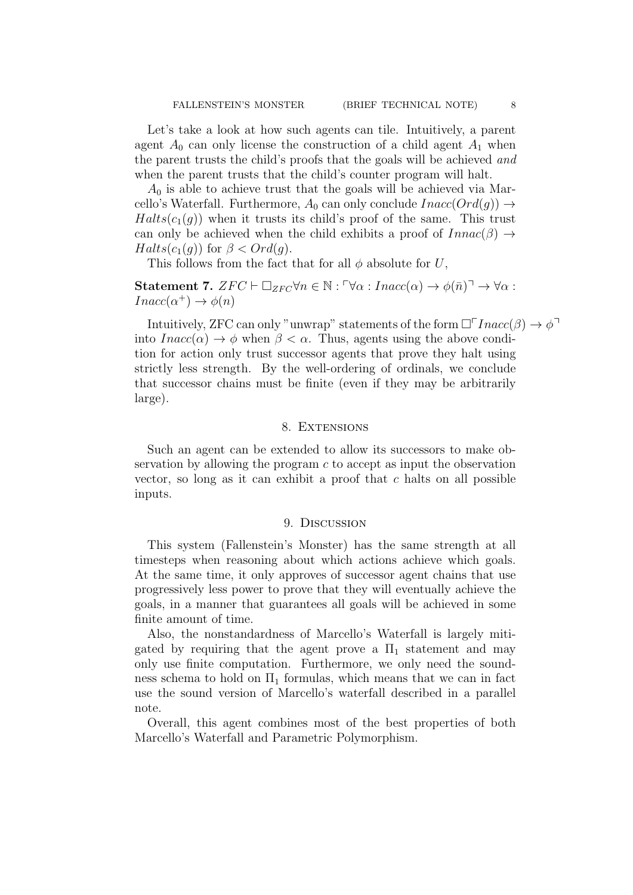Let's take a look at how such agents can tile. Intuitively, a parent agent $A_0$ can only license the construction of a child agent $A_1$ when the parent trusts the child's proofs that the goals will be achieved *and* when the parent trusts that the child's counter program will halt.

$A_0$ is able to achieve trust that the goals will be achieved via Marcello's Waterfall. Furthermore, $A_0$ can only conclude $Inacc(Ord(g)) \to Halts(c_1(g))$ when it trusts its child's proof of the same. This trust can only be achieved when the child exhibits a proof of $Innac(\beta) \to Halts(c_1(g))$ for $\beta < Ord(g)$.

This follows from the fact that for all $\phi$ absolute for $U$,

**Statement 7.** $ZFC \vdash \Box_{ZFC} \forall n \in \mathbb{N} : \ulcorner \forall \alpha : Inacc(\alpha) \to \phi(\bar{n}) \urcorner \to \forall \alpha : Inacc(\alpha^+) \to \phi(n)$

Intuitively, ZFC can only "unwrap" statements of the form $\Box \ulcorner Inacc(\beta) \to \phi \urcorner$ into $Inacc(\alpha) \to \phi$ when $\beta < \alpha$. Thus, agents using the above condition for action only trust successor agents that prove they halt using strictly less strength. By the well-ordering of ordinals, we conclude that successor chains must be finite (even if they may be arbitrarily large).

## 8. Extensions

Such an agent can be extended to allow its successors to make observation by allowing the program $c$ to accept as input the observation vector, so long as it can exhibit a proof that $c$ halts on all possible inputs.

## 9. Discussion

This system (Fallenstein's Monster) has the same strength at all timesteps when reasoning about which actions achieve which goals. At the same time, it only approves of successor agent chains that use progressively less power to prove that they will eventually achieve the goals, in a manner that guarantees all goals will be achieved in some finite amount of time.

Also, the nonstandardness of Marcello's Waterfall is largely mitigated by requiring that the agent prove a $\Pi_1$ statement and may only use finite computation. Furthermore, we only need the soundness schema to hold on $\Pi_1$ formulas, which means that we can in fact use the sound version of Marcello's waterfall described in a parallel note.

Overall, this agent combines most of the best properties of both Marcello's Waterfall and Parametric Polymorphism.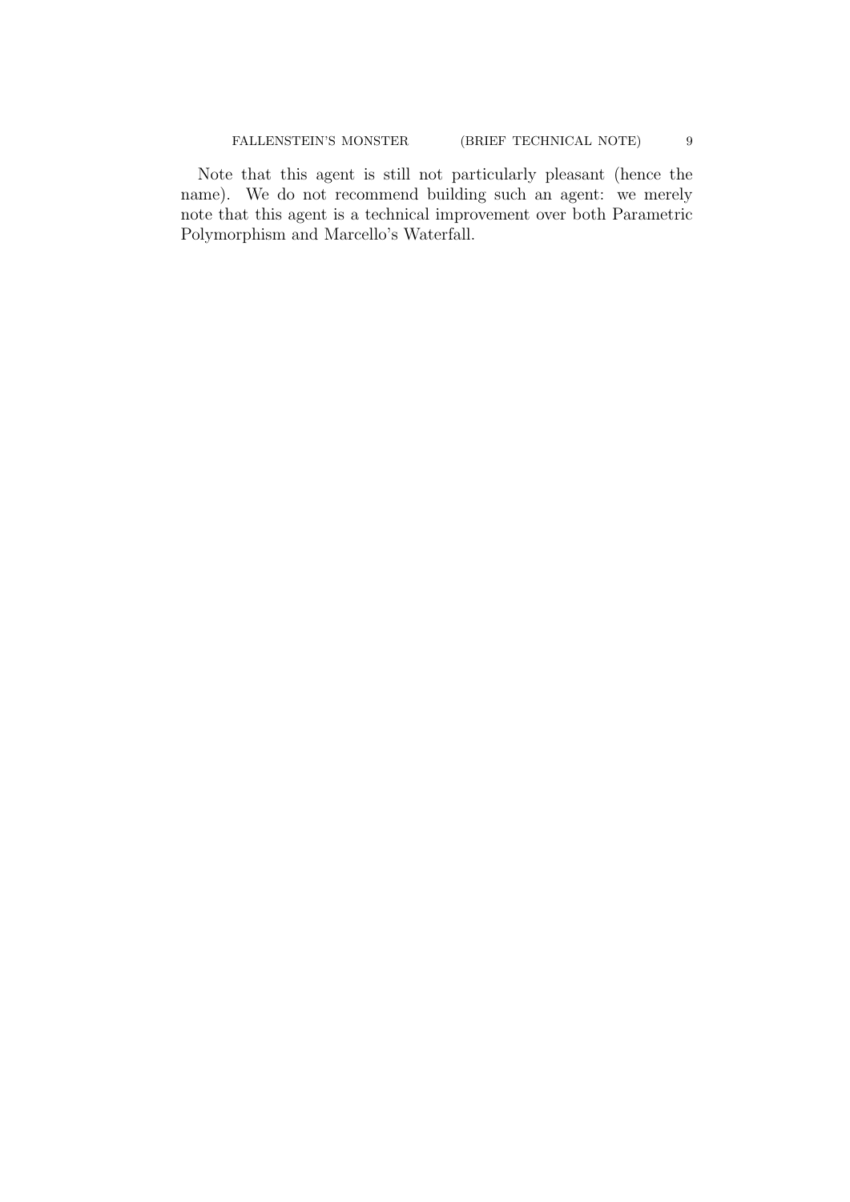Note that this agent is still not particularly pleasant (hence the name). We do not recommend building such an agent: we merely note that this agent is a technical improvement over both Parametric Polymorphism and Marcello's Waterfall.